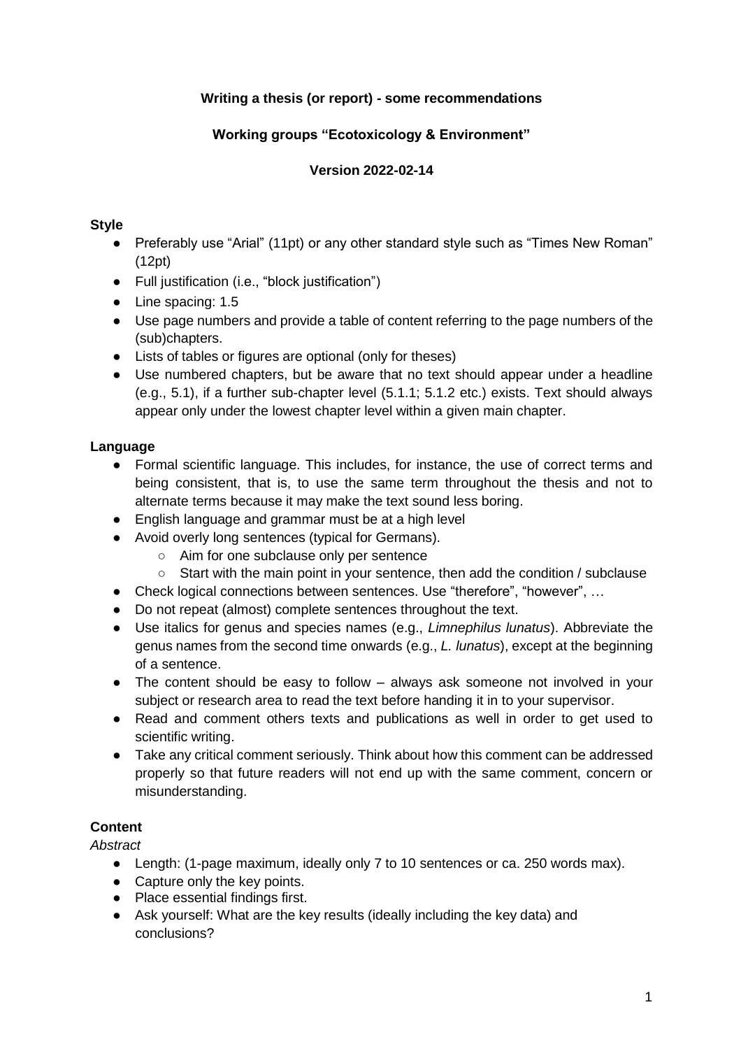**Writing a thesis (or report) - some recommendations**

**Working groups "Ecotoxicology & Environment"**

**Version 2022-02-14**

## Style

- Preferably use "Arial" (11pt) or any other standard style such as "Times New Roman" (12pt)
- Full justification (i.e., "block justification")
- Line spacing: 1.5
- Use page numbers and provide a table of content referring to the page numbers of the (sub)chapters.
- Lists of tables or figures are optional (only for theses)
- Use numbered chapters, but be aware that no text should appear under a headline (e.g., 5.1), if a further sub-chapter level (5.1.1; 5.1.2 etc.) exists. Text should always appear only under the lowest chapter level within a given main chapter.

## Language

- Formal scientific language. This includes, for instance, the use of correct terms and being consistent, that is, to use the same term throughout the thesis and not to alternate terms because it may make the text sound less boring.
- English language and grammar must be at a high level
- Avoid overly long sentences (typical for Germans).
  - Aim for one subclause only per sentence
  - Start with the main point in your sentence, then add the condition / subclause
- Check logical connections between sentences. Use "therefore", "however", …
- Do not repeat (almost) complete sentences throughout the text.
- Use italics for genus and species names (e.g., *Limnephilus lunatus*). Abbreviate the genus names from the second time onwards (e.g., *L. lunatus*), except at the beginning of a sentence.
- The content should be easy to follow – always ask someone not involved in your subject or research area to read the text before handing it in to your supervisor.
- Read and comment others texts and publications as well in order to get used to scientific writing.
- Take any critical comment seriously. Think about how this comment can be addressed properly so that future readers will not end up with the same comment, concern or misunderstanding.

## Content

*Abstract*

- Length: (1-page maximum, ideally only 7 to 10 sentences or ca. 250 words max).
- Capture only the key points.
- Place essential findings first.
- Ask yourself: What are the key results (ideally including the key data) and conclusions?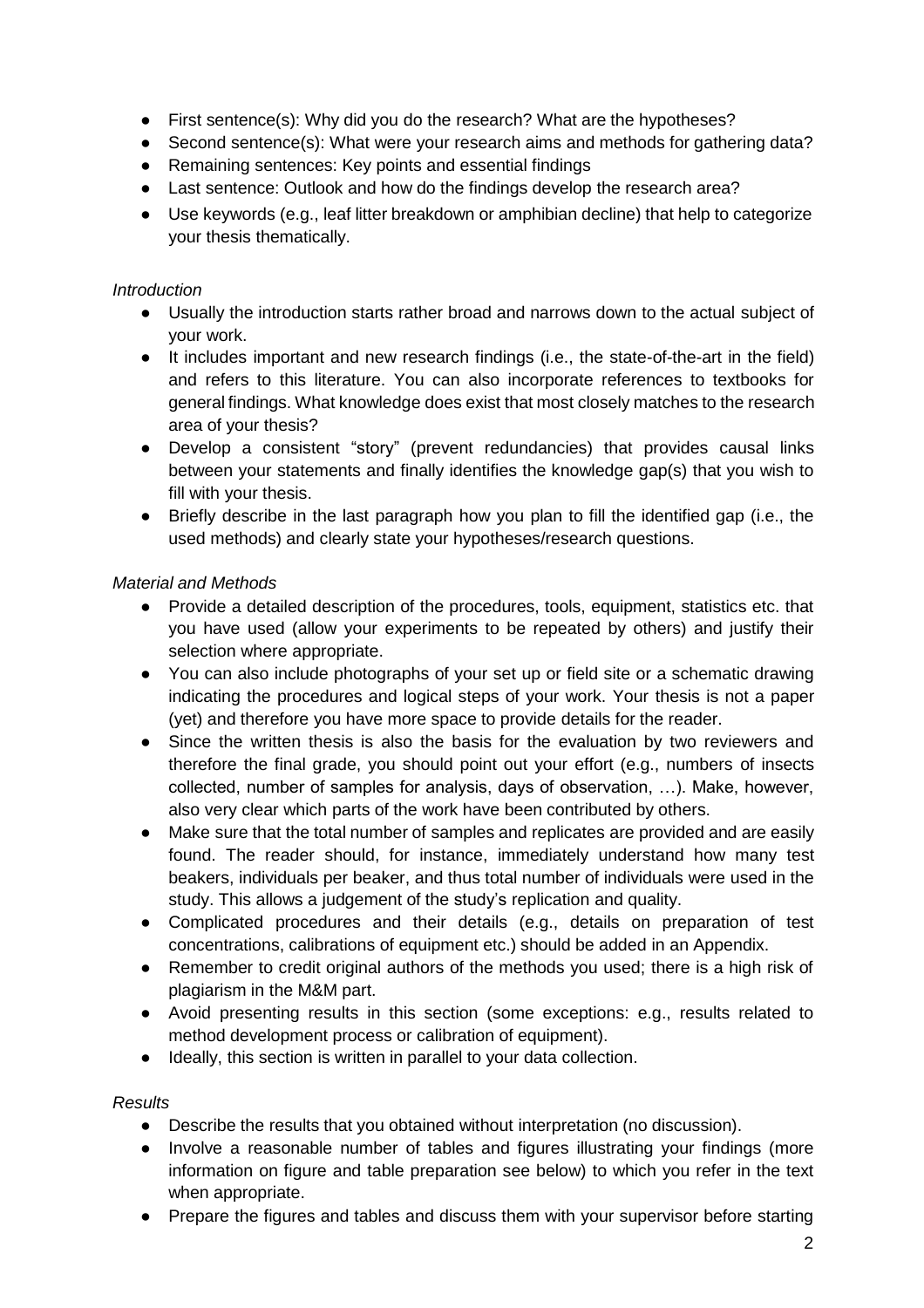- First sentence(s): Why did you do the research? What are the hypotheses?
- Second sentence(s): What were your research aims and methods for gathering data?
- Remaining sentences: Key points and essential findings
- Last sentence: Outlook and how do the findings develop the research area?
- Use keywords (e.g., leaf litter breakdown or amphibian decline) that help to categorize your thesis thematically.

*Introduction*

- Usually the introduction starts rather broad and narrows down to the actual subject of your work.
- It includes important and new research findings (i.e., the state-of-the-art in the field) and refers to this literature. You can also incorporate references to textbooks for general findings. What knowledge does exist that most closely matches to the research area of your thesis?
- Develop a consistent "story" (prevent redundancies) that provides causal links between your statements and finally identifies the knowledge gap(s) that you wish to fill with your thesis.
- Briefly describe in the last paragraph how you plan to fill the identified gap (i.e., the used methods) and clearly state your hypotheses/research questions.

*Material and Methods*

- Provide a detailed description of the procedures, tools, equipment, statistics etc. that you have used (allow your experiments to be repeated by others) and justify their selection where appropriate.
- You can also include photographs of your set up or field site or a schematic drawing indicating the procedures and logical steps of your work. Your thesis is not a paper (yet) and therefore you have more space to provide details for the reader.
- Since the written thesis is also the basis for the evaluation by two reviewers and therefore the final grade, you should point out your effort (e.g., numbers of insects collected, number of samples for analysis, days of observation, …). Make, however, also very clear which parts of the work have been contributed by others.
- Make sure that the total number of samples and replicates are provided and are easily found. The reader should, for instance, immediately understand how many test beakers, individuals per beaker, and thus total number of individuals were used in the study. This allows a judgement of the study's replication and quality.
- Complicated procedures and their details (e.g., details on preparation of test concentrations, calibrations of equipment etc.) should be added in an Appendix.
- Remember to credit original authors of the methods you used; there is a high risk of plagiarism in the M&M part.
- Avoid presenting results in this section (some exceptions: e.g., results related to method development process or calibration of equipment).
- Ideally, this section is written in parallel to your data collection.

*Results*

- Describe the results that you obtained without interpretation (no discussion).
- Involve a reasonable number of tables and figures illustrating your findings (more information on figure and table preparation see below) to which you refer in the text when appropriate.
- Prepare the figures and tables and discuss them with your supervisor before starting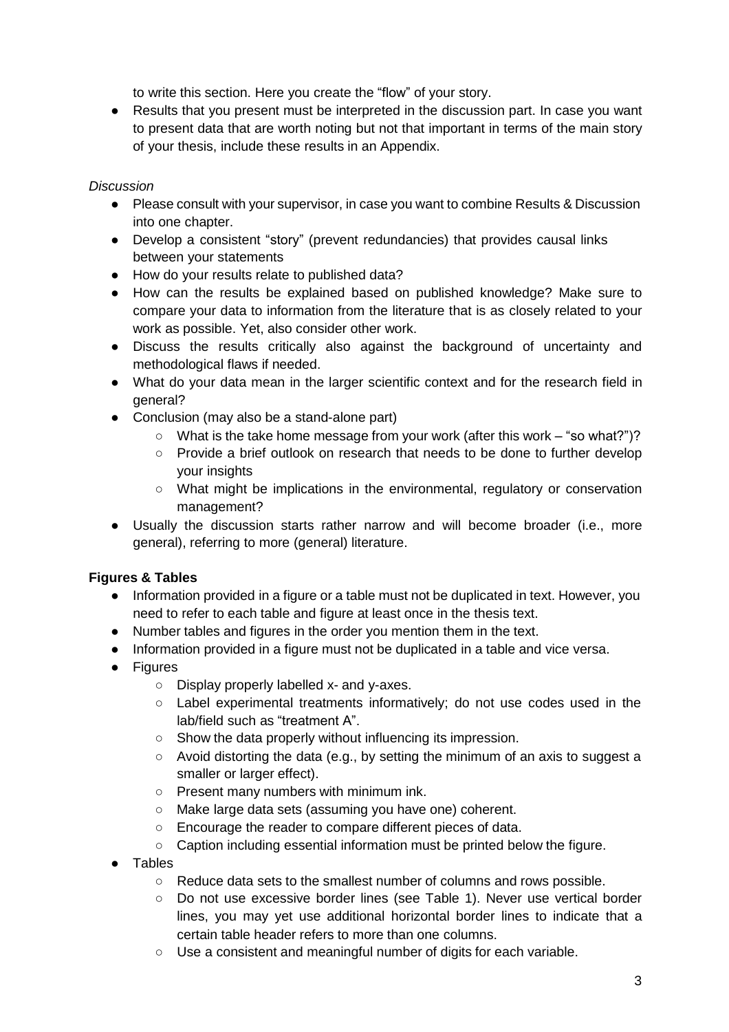to write this section. Here you create the "flow" of your story.

- Results that you present must be interpreted in the discussion part. In case you want to present data that are worth noting but not that important in terms of the main story of your thesis, include these results in an Appendix.

*Discussion*

- Please consult with your supervisor, in case you want to combine Results & Discussion into one chapter.
- Develop a consistent "story" (prevent redundancies) that provides causal links between your statements
- How do your results relate to published data?
- How can the results be explained based on published knowledge? Make sure to compare your data to information from the literature that is as closely related to your work as possible. Yet, also consider other work.
- Discuss the results critically also against the background of uncertainty and methodological flaws if needed.
- What do your data mean in the larger scientific context and for the research field in general?
- Conclusion (may also be a stand-alone part)
    - What is the take home message from your work (after this work – "so what?")?
    - Provide a brief outlook on research that needs to be done to further develop your insights
    - What might be implications in the environmental, regulatory or conservation management?
- Usually the discussion starts rather narrow and will become broader (i.e., more general), referring to more (general) literature.

**Figures & Tables**

- Information provided in a figure or a table must not be duplicated in text. However, you need to refer to each table and figure at least once in the thesis text.
- Number tables and figures in the order you mention them in the text.
- Information provided in a figure must not be duplicated in a table and vice versa.
- Figures
    - Display properly labelled x- and y-axes.
    - Label experimental treatments informatively; do not use codes used in the lab/field such as "treatment A".
    - Show the data properly without influencing its impression.
    - Avoid distorting the data (e.g., by setting the minimum of an axis to suggest a smaller or larger effect).
    - Present many numbers with minimum ink.
    - Make large data sets (assuming you have one) coherent.
    - Encourage the reader to compare different pieces of data.
    - Caption including essential information must be printed below the figure.
- Tables
    - Reduce data sets to the smallest number of columns and rows possible.
    - Do not use excessive border lines (see Table 1). Never use vertical border lines, you may yet use additional horizontal border lines to indicate that a certain table header refers to more than one columns.
    - Use a consistent and meaningful number of digits for each variable.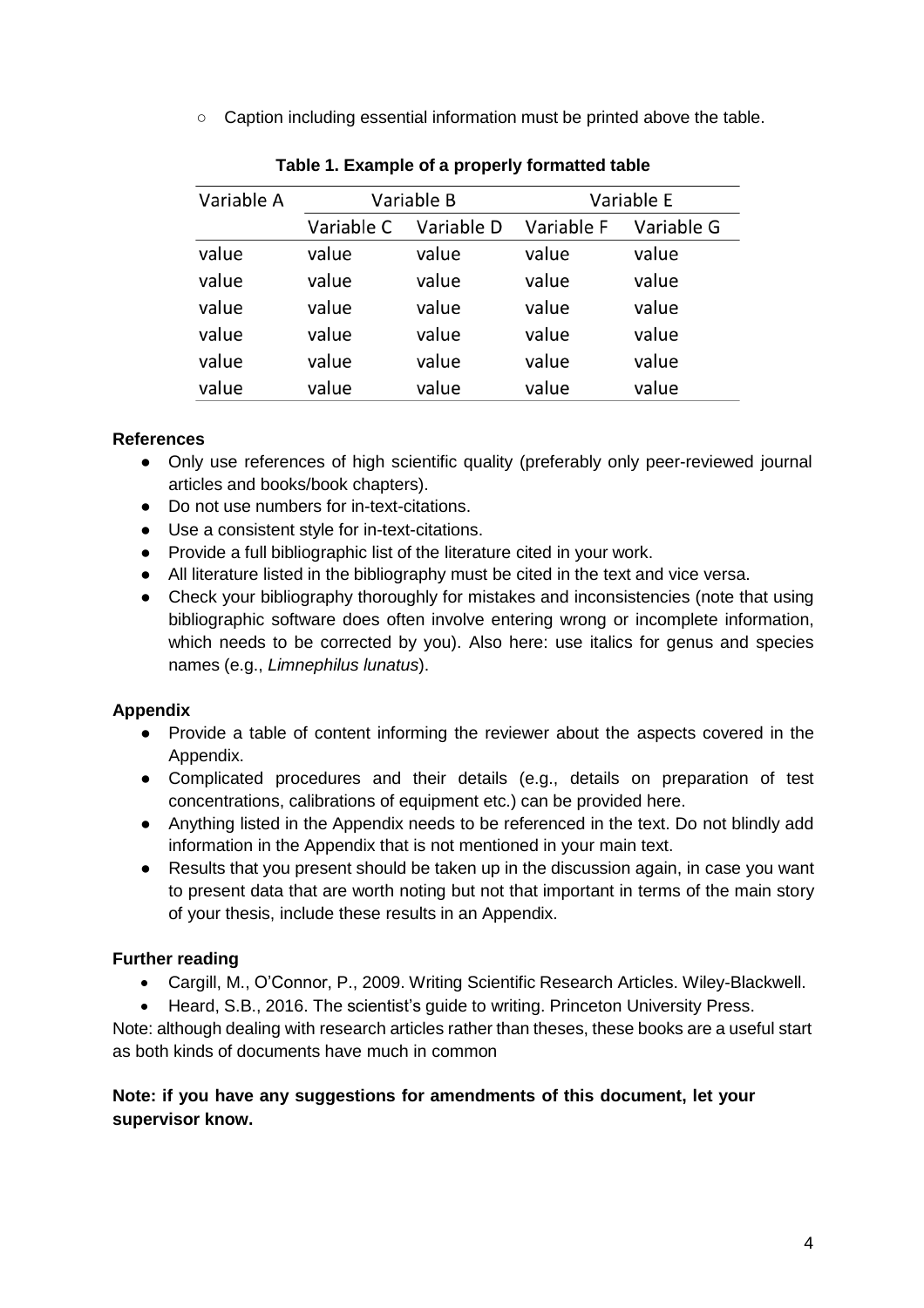- Caption including essential information must be printed above the table.

**Table 1. Example of a properly formatted table**

| Variable A | Variable B | | Variable E | |
|---|---|---|---|---|
| | Variable C | Variable D | Variable F | Variable G |
| value | value | value | value | value |
| value | value | value | value | value |
| value | value | value | value | value |
| value | value | value | value | value |
| value | value | value | value | value |
| value | value | value | value | value |

**References**

- Only use references of high scientific quality (preferably only peer-reviewed journal articles and books/book chapters).
- Do not use numbers for in-text-citations.
- Use a consistent style for in-text-citations.
- Provide a full bibliographic list of the literature cited in your work.
- All literature listed in the bibliography must be cited in the text and vice versa.
- Check your bibliography thoroughly for mistakes and inconsistencies (note that using bibliographic software does often involve entering wrong or incomplete information, which needs to be corrected by you). Also here: use italics for genus and species names (e.g., *Limnephilus lunatus*).

**Appendix**

- Provide a table of content informing the reviewer about the aspects covered in the Appendix.
- Complicated procedures and their details (e.g., details on preparation of test concentrations, calibrations of equipment etc.) can be provided here.
- Anything listed in the Appendix needs to be referenced in the text. Do not blindly add information in the Appendix that is not mentioned in your main text.
- Results that you present should be taken up in the discussion again, in case you want to present data that are worth noting but not that important in terms of the main story of your thesis, include these results in an Appendix.

**Further reading**

- Cargill, M., O'Connor, P., 2009. Writing Scientific Research Articles. Wiley-Blackwell.
- Heard, S.B., 2016. The scientist's guide to writing. Princeton University Press.

Note: although dealing with research articles rather than theses, these books are a useful start as both kinds of documents have much in common

**Note: if you have any suggestions for amendments of this document, let your supervisor know.**